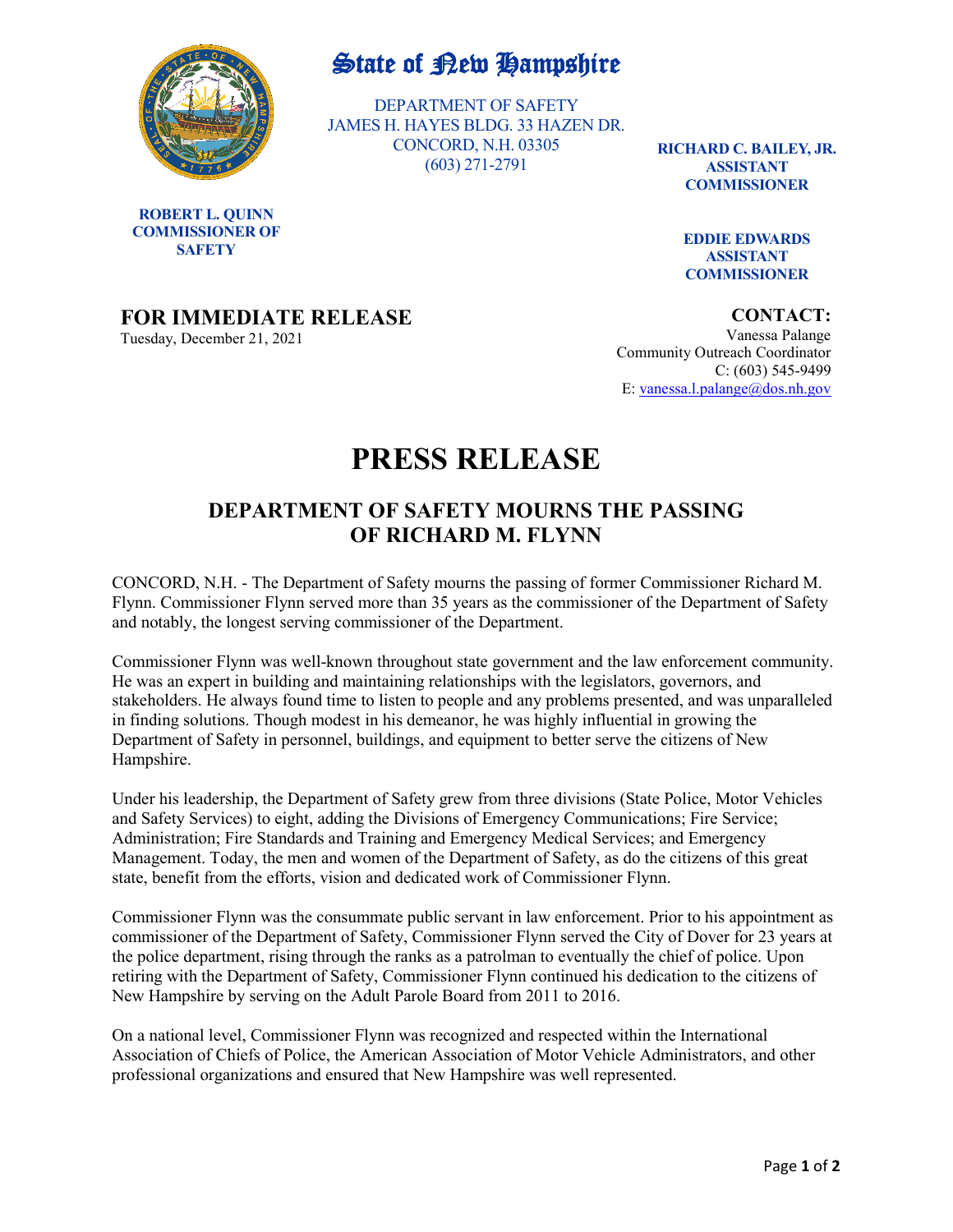# State of New Hampshire

DEPARTMENT OF SAFETY
JAMES H. HAYES BLDG. 33 HAZEN DR.
CONCORD, N.H. 03305
(603) 271-2791

**ROBERT L. QUINN**
**COMMISSIONER OF SAFETY**

**RICHARD C. BAILEY, JR.**
**ASSISTANT COMMISSIONER**

**EDDIE EDWARDS**
**ASSISTANT COMMISSIONER**

**FOR IMMEDIATE RELEASE**
Tuesday, December 21, 2021

**CONTACT:**
Vanessa Palange
Community Outreach Coordinator
C: (603) 545-9499
E: vanessa.l.palange@dos.nh.gov

# PRESS RELEASE

## DEPARTMENT OF SAFETY MOURNS THE PASSING OF RICHARD M. FLYNN

CONCORD, N.H. - The Department of Safety mourns the passing of former Commissioner Richard M. Flynn. Commissioner Flynn served more than 35 years as the commissioner of the Department of Safety and notably, the longest serving commissioner of the Department.

Commissioner Flynn was well-known throughout state government and the law enforcement community. He was an expert in building and maintaining relationships with the legislators, governors, and stakeholders. He always found time to listen to people and any problems presented, and was unparalleled in finding solutions. Though modest in his demeanor, he was highly influential in growing the Department of Safety in personnel, buildings, and equipment to better serve the citizens of New Hampshire.

Under his leadership, the Department of Safety grew from three divisions (State Police, Motor Vehicles and Safety Services) to eight, adding the Divisions of Emergency Communications; Fire Service; Administration; Fire Standards and Training and Emergency Medical Services; and Emergency Management. Today, the men and women of the Department of Safety, as do the citizens of this great state, benefit from the efforts, vision and dedicated work of Commissioner Flynn.

Commissioner Flynn was the consummate public servant in law enforcement. Prior to his appointment as commissioner of the Department of Safety, Commissioner Flynn served the City of Dover for 23 years at the police department, rising through the ranks as a patrolman to eventually the chief of police. Upon retiring with the Department of Safety, Commissioner Flynn continued his dedication to the citizens of New Hampshire by serving on the Adult Parole Board from 2011 to 2016.

On a national level, Commissioner Flynn was recognized and respected within the International Association of Chiefs of Police, the American Association of Motor Vehicle Administrators, and other professional organizations and ensured that New Hampshire was well represented.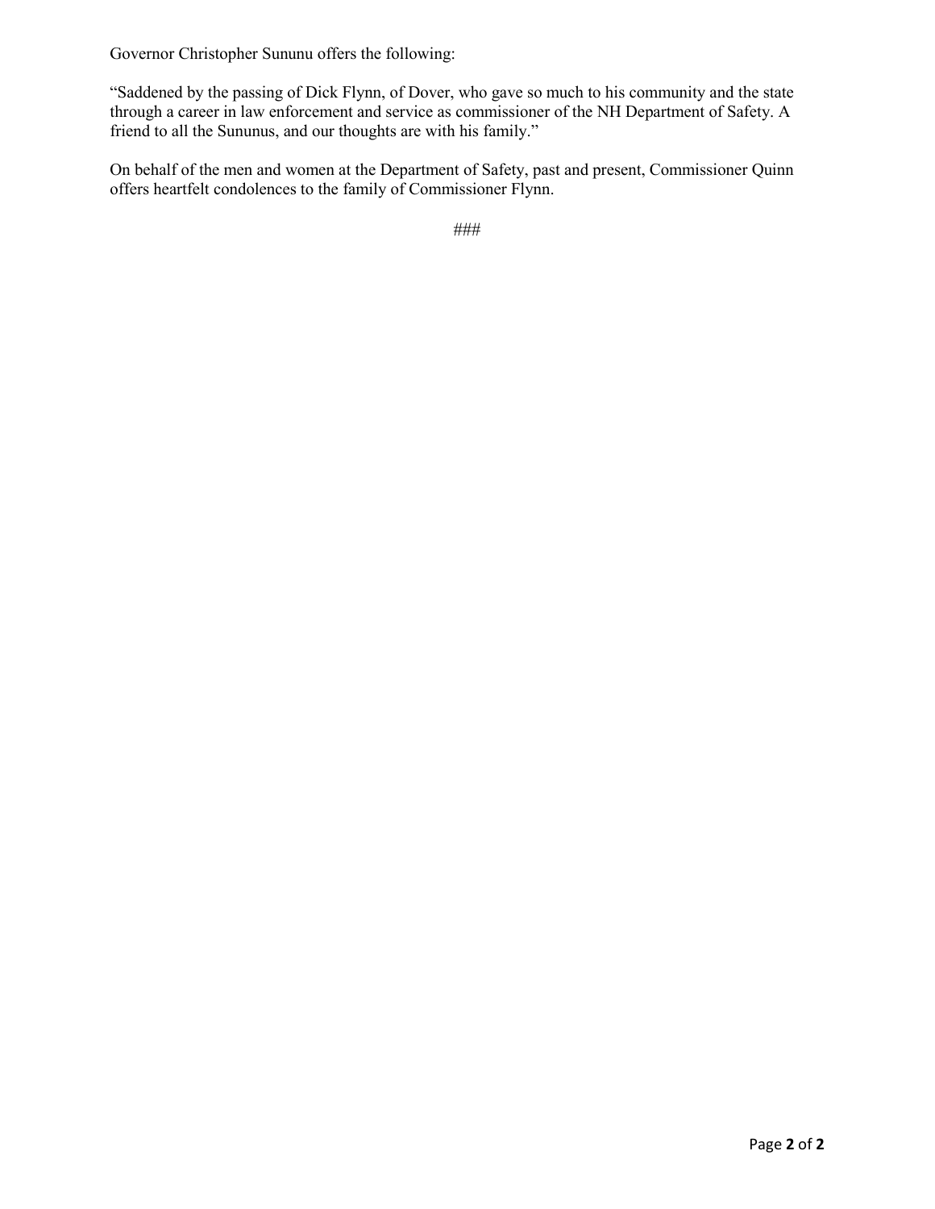Governor Christopher Sununu offers the following:

"Saddened by the passing of Dick Flynn, of Dover, who gave so much to his community and the state through a career in law enforcement and service as commissioner of the NH Department of Safety. A friend to all the Sununus, and our thoughts are with his family."

On behalf of the men and women at the Department of Safety, past and present, Commissioner Quinn offers heartfelt condolences to the family of Commissioner Flynn.

###